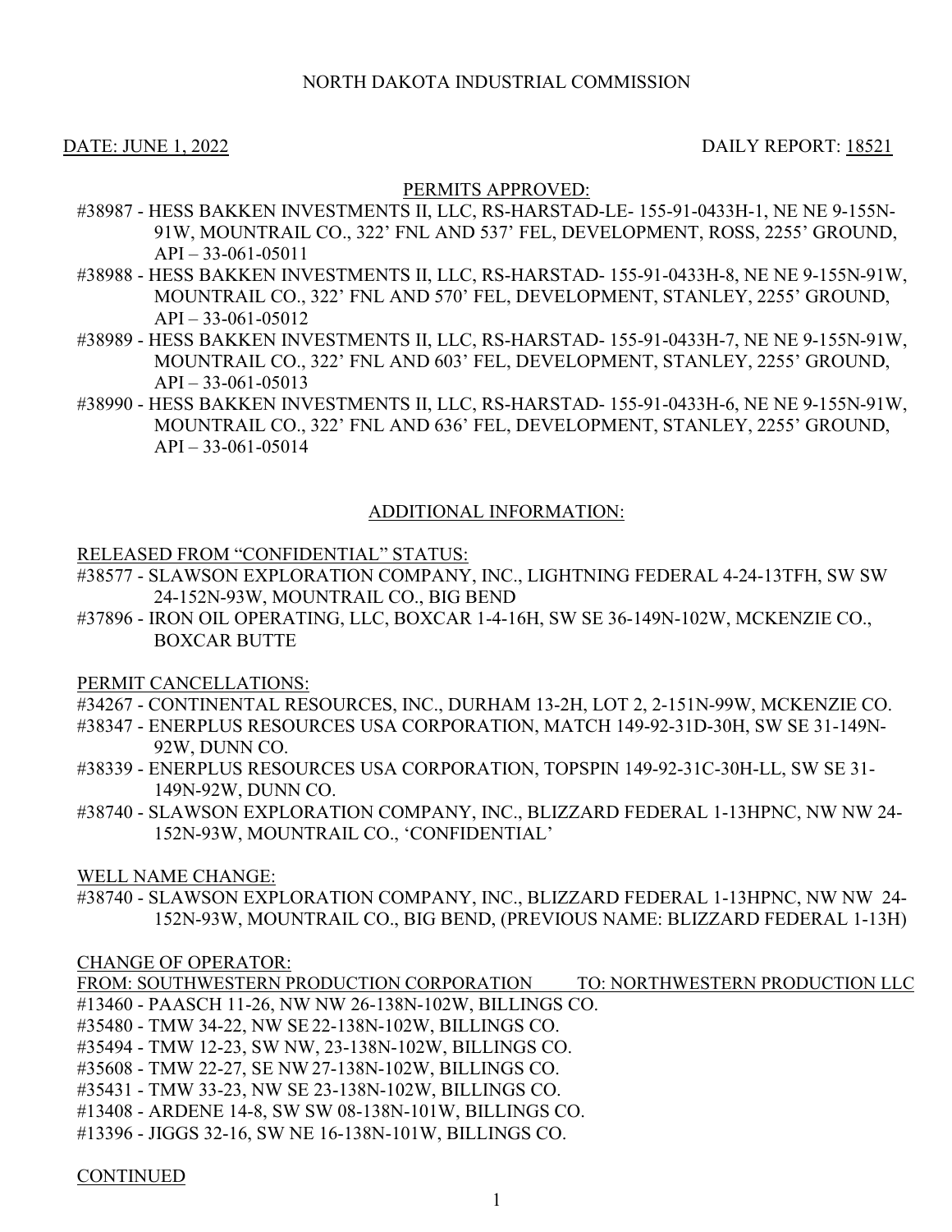NORTH DAKOTA INDUSTRIAL COMMISSION

DATE: JUNE 1, 2022 DAILY REPORT: 18521

PERMITS APPROVED:

#38987 - HESS BAKKEN INVESTMENTS II, LLC, RS-HARSTAD-LE- 155-91-0433H-1, NE NE 9-155N-91W, MOUNTRAIL CO., 322' FNL AND 537' FEL, DEVELOPMENT, ROSS, 2255' GROUND, API – 33-061-05011

#38988 - HESS BAKKEN INVESTMENTS II, LLC, RS-HARSTAD- 155-91-0433H-8, NE NE 9-155N-91W, MOUNTRAIL CO., 322' FNL AND 570' FEL, DEVELOPMENT, STANLEY, 2255' GROUND, API – 33-061-05012

#38989 - HESS BAKKEN INVESTMENTS II, LLC, RS-HARSTAD- 155-91-0433H-7, NE NE 9-155N-91W, MOUNTRAIL CO., 322' FNL AND 603' FEL, DEVELOPMENT, STANLEY, 2255' GROUND, API – 33-061-05013

#38990 - HESS BAKKEN INVESTMENTS II, LLC, RS-HARSTAD- 155-91-0433H-6, NE NE 9-155N-91W, MOUNTRAIL CO., 322' FNL AND 636' FEL, DEVELOPMENT, STANLEY, 2255' GROUND, API – 33-061-05014

ADDITIONAL INFORMATION:

RELEASED FROM "CONFIDENTIAL" STATUS:

#38577 - SLAWSON EXPLORATION COMPANY, INC., LIGHTNING FEDERAL 4-24-13TFH, SW SW 24-152N-93W, MOUNTRAIL CO., BIG BEND

#37896 - IRON OIL OPERATING, LLC, BOXCAR 1-4-16H, SW SE 36-149N-102W, MCKENZIE CO., BOXCAR BUTTE

PERMIT CANCELLATIONS:

#34267 - CONTINENTAL RESOURCES, INC., DURHAM 13-2H, LOT 2, 2-151N-99W, MCKENZIE CO.

#38347 - ENERPLUS RESOURCES USA CORPORATION, MATCH 149-92-31D-30H, SW SE 31-149N-92W, DUNN CO.

#38339 - ENERPLUS RESOURCES USA CORPORATION, TOPSPIN 149-92-31C-30H-LL, SW SE 31-149N-92W, DUNN CO.

#38740 - SLAWSON EXPLORATION COMPANY, INC., BLIZZARD FEDERAL 1-13HPNC, NW NW 24-152N-93W, MOUNTRAIL CO., 'CONFIDENTIAL'

WELL NAME CHANGE:

#38740 - SLAWSON EXPLORATION COMPANY, INC., BLIZZARD FEDERAL 1-13HPNC, NW NW 24-152N-93W, MOUNTRAIL CO., BIG BEND, (PREVIOUS NAME: BLIZZARD FEDERAL 1-13H)

CHANGE OF OPERATOR:

FROM: SOUTHWESTERN PRODUCTION CORPORATION TO: NORTHWESTERN PRODUCTION LLC

#13460 - PAASCH 11-26, NW NW 26-138N-102W, BILLINGS CO.

#35480 - TMW 34-22, NW SE 22-138N-102W, BILLINGS CO.

#35494 - TMW 12-23, SW NW, 23-138N-102W, BILLINGS CO.

#35608 - TMW 22-27, SE NW 27-138N-102W, BILLINGS CO.

#35431 - TMW 33-23, NW SE 23-138N-102W, BILLINGS CO.

#13408 - ARDENE 14-8, SW SW 08-138N-101W, BILLINGS CO.

#13396 - JIGGS 32-16, SW NE 16-138N-101W, BILLINGS CO.

CONTINUED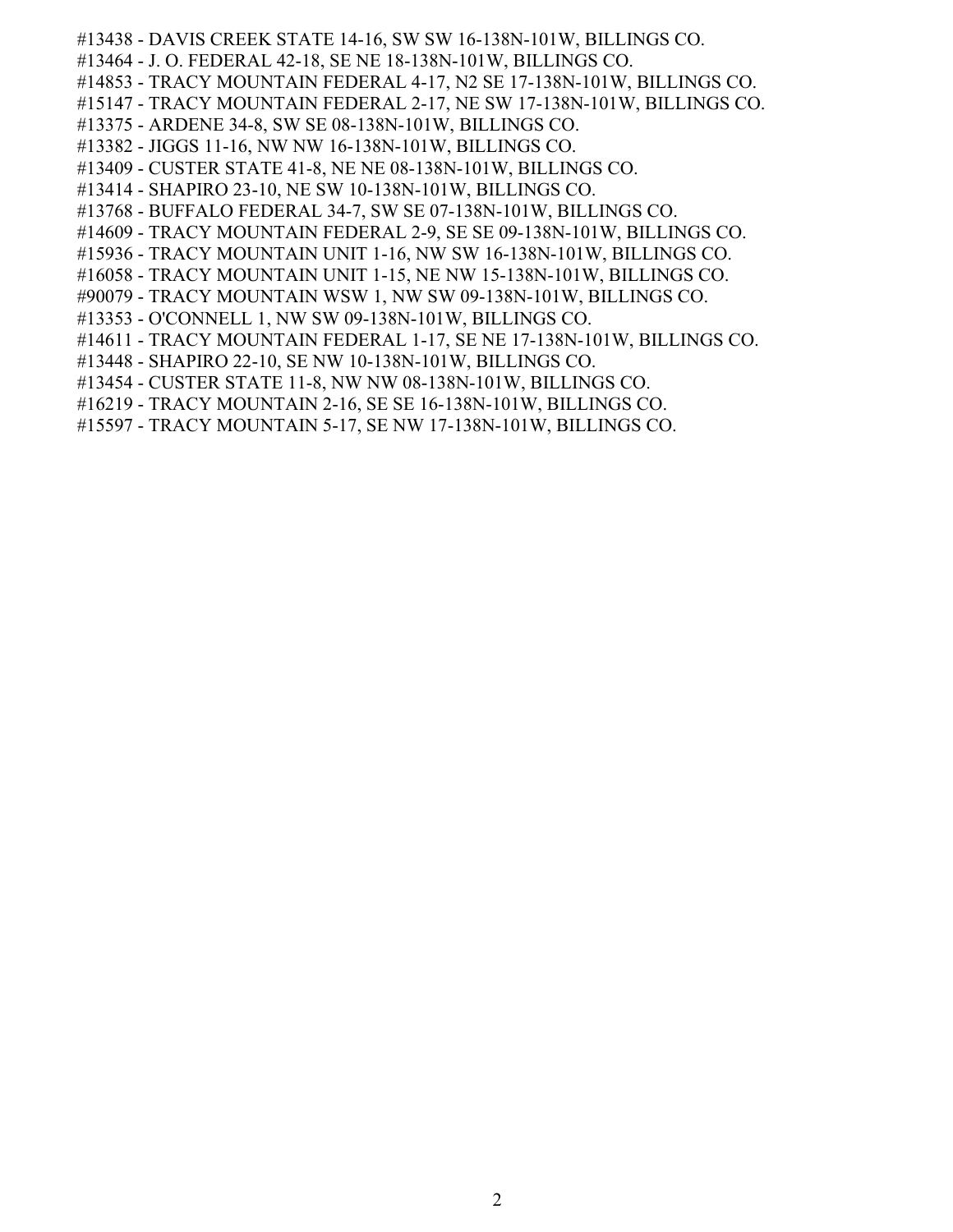#13438 - DAVIS CREEK STATE 14-16, SW SW 16-138N-101W, BILLINGS CO.
#13464 - J. O. FEDERAL 42-18, SE NE 18-138N-101W, BILLINGS CO.
#14853 - TRACY MOUNTAIN FEDERAL 4-17, N2 SE 17-138N-101W, BILLINGS CO.
#15147 - TRACY MOUNTAIN FEDERAL 2-17, NE SW 17-138N-101W, BILLINGS CO.
#13375 - ARDENE 34-8, SW SE 08-138N-101W, BILLINGS CO.
#13382 - JIGGS 11-16, NW NW 16-138N-101W, BILLINGS CO.
#13409 - CUSTER STATE 41-8, NE NE 08-138N-101W, BILLINGS CO.
#13414 - SHAPIRO 23-10, NE SW 10-138N-101W, BILLINGS CO.
#13768 - BUFFALO FEDERAL 34-7, SW SE 07-138N-101W, BILLINGS CO.
#14609 - TRACY MOUNTAIN FEDERAL 2-9, SE SE 09-138N-101W, BILLINGS CO.
#15936 - TRACY MOUNTAIN UNIT 1-16, NW SW 16-138N-101W, BILLINGS CO.
#16058 - TRACY MOUNTAIN UNIT 1-15, NE NW 15-138N-101W, BILLINGS CO.
#90079 - TRACY MOUNTAIN WSW 1, NW SW 09-138N-101W, BILLINGS CO.
#13353 - O'CONNELL 1, NW SW 09-138N-101W, BILLINGS CO.
#14611 - TRACY MOUNTAIN FEDERAL 1-17, SE NE 17-138N-101W, BILLINGS CO.
#13448 - SHAPIRO 22-10, SE NW 10-138N-101W, BILLINGS CO.
#13454 - CUSTER STATE 11-8, NW NW 08-138N-101W, BILLINGS CO.
#16219 - TRACY MOUNTAIN 2-16, SE SE 16-138N-101W, BILLINGS CO.
#15597 - TRACY MOUNTAIN 5-17, SE NW 17-138N-101W, BILLINGS CO.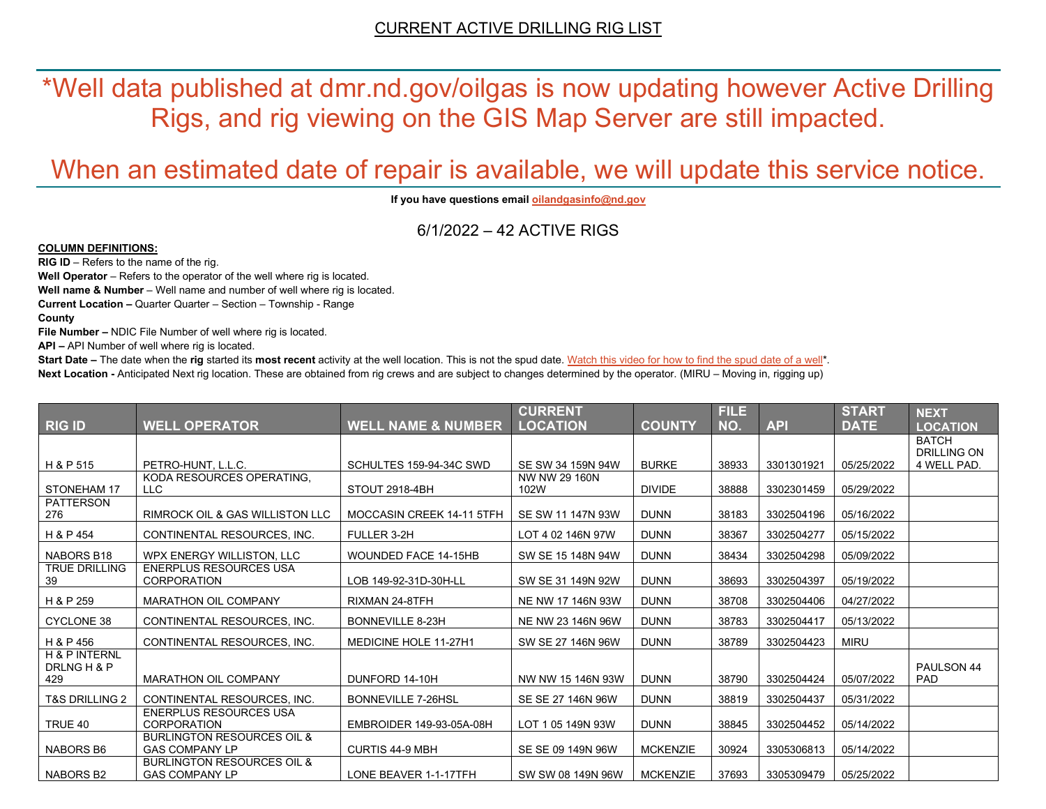CURRENT ACTIVE DRILLING RIG LIST

# *Well data published at dmr.nd.gov/oilgas is now updating however Active Drilling Rigs, and rig viewing on the GIS Map Server are still impacted.

# When an estimated date of repair is available, we will update this service notice.

**If you have questions email oilandgasinfo@nd.gov**

6/1/2022 – 42 ACTIVE RIGS

**COLUMN DEFINITIONS:**

**RIG ID** – Refers to the name of the rig.

**Well Operator** – Refers to the operator of the well where rig is located.

**Well name & Number** – Well name and number of well where rig is located.

**Current Location –** Quarter Quarter – Section – Township - Range

**County**

**File Number –** NDIC File Number of well where rig is located.

**API –** API Number of well where rig is located.

**Start Date –** The date when the **rig** started its **most recent** activity at the well location. This is not the spud date. Watch this video for how to find the spud date of a well*.

**Next Location -** Anticipated Next rig location. These are obtained from rig crews and are subject to changes determined by the operator. (MIRU – Moving in, rigging up)

| RIG ID | WELL OPERATOR | WELL NAME & NUMBER | CURRENT LOCATION | COUNTY | FILE NO. | API | START DATE | NEXT LOCATION |
|---|---|---|---|---|---|---|---|---|
| H & P 515 | PETRO-HUNT, L.L.C. | SCHULTES 159-94-34C SWD | SE SW 34 159N 94W | BURKE | 38933 | 3301301921 | 05/25/2022 | BATCH DRILLING ON 4 WELL PAD. |
| STONEHAM 17 | KODA RESOURCES OPERATING, LLC | STOUT 2918-4BH | NW NW 29 160N 102W | DIVIDE | 38888 | 3302301459 | 05/29/2022 | |
| PATTERSON 276 | RIMROCK OIL & GAS WILLISTON LLC | MOCCASIN CREEK 14-11 5TFH | SE SW 11 147N 93W | DUNN | 38183 | 3302504196 | 05/16/2022 | |
| H & P 454 | CONTINENTAL RESOURCES, INC. | FULLER 3-2H | LOT 4 02 146N 97W | DUNN | 38367 | 3302504277 | 05/15/2022 | |
| NABORS B18 | WPX ENERGY WILLISTON, LLC | WOUNDED FACE 14-15HB | SW SE 15 148N 94W | DUNN | 38434 | 3302504298 | 05/09/2022 | |
| TRUE DRILLING 39 | ENERPLUS RESOURCES USA CORPORATION | LOB 149-92-31D-30H-LL | SW SE 31 149N 92W | DUNN | 38693 | 3302504397 | 05/19/2022 | |
| H & P 259 | MARATHON OIL COMPANY | RIXMAN 24-8TFH | NE NW 17 146N 93W | DUNN | 38708 | 3302504406 | 04/27/2022 | |
| CYCLONE 38 | CONTINENTAL RESOURCES, INC. | BONNEVILLE 8-23H | NE NW 23 146N 96W | DUNN | 38783 | 3302504417 | 05/13/2022 | |
| H & P 456 | CONTINENTAL RESOURCES, INC. | MEDICINE HOLE 11-27H1 | SW SE 27 146N 96W | DUNN | 38789 | 3302504423 | MIRU | |
| H & P INTERNL DRLNG H & P 429 | MARATHON OIL COMPANY | DUNFORD 14-10H | NW NW 15 146N 93W | DUNN | 38790 | 3302504424 | 05/07/2022 | PAULSON 44 PAD |
| T&S DRILLING 2 | CONTINENTAL RESOURCES, INC. | BONNEVILLE 7-26HSL | SE SE 27 146N 96W | DUNN | 38819 | 3302504437 | 05/31/2022 | |
| TRUE 40 | ENERPLUS RESOURCES USA CORPORATION | EMBROIDER 149-93-05A-08H | LOT 1 05 149N 93W | DUNN | 38845 | 3302504452 | 05/14/2022 | |
| NABORS B6 | BURLINGTON RESOURCES OIL & GAS COMPANY LP | CURTIS 44-9 MBH | SE SE 09 149N 96W | MCKENZIE | 30924 | 3305306813 | 05/14/2022 | |
| NABORS B2 | BURLINGTON RESOURCES OIL & GAS COMPANY LP | LONE BEAVER 1-1-17TFH | SW SW 08 149N 96W | MCKENZIE | 37693 | 3305309479 | 05/25/2022 | |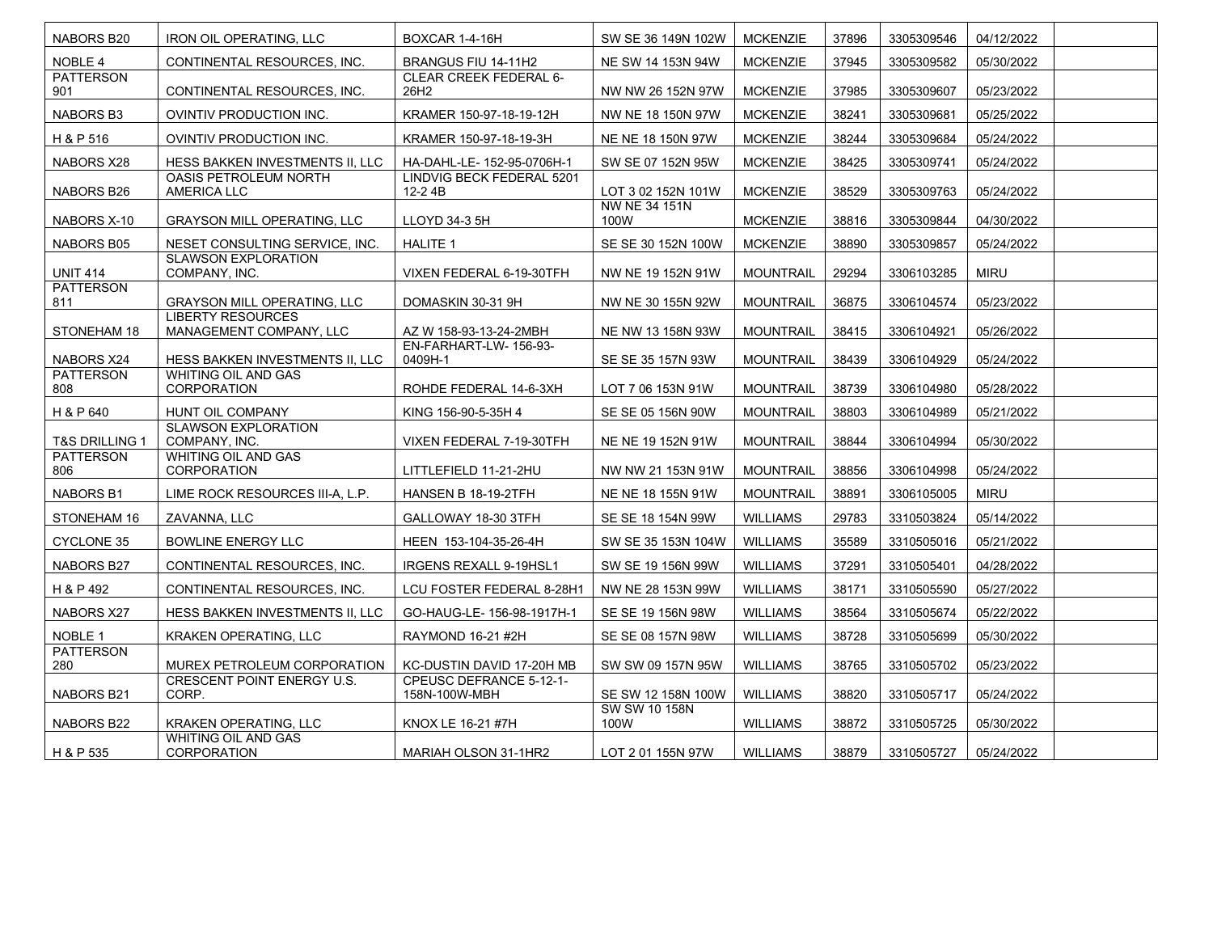| | | | | | | | | |
|---|---|---|---|---|---|---|---|---|
| NABORS B20 | IRON OIL OPERATING, LLC | BOXCAR 1-4-16H | SW SE 36 149N 102W | MCKENZIE | 37896 | 3305309546 | 04/12/2022 | |
| NOBLE 4 | CONTINENTAL RESOURCES, INC. | BRANGUS FIU 14-11H2 | NE SW 14 153N 94W | MCKENZIE | 37945 | 3305309582 | 05/30/2022 | |
| PATTERSON 901 | CONTINENTAL RESOURCES, INC. | CLEAR CREEK FEDERAL 6-26H2 | NW NW 26 152N 97W | MCKENZIE | 37985 | 3305309607 | 05/23/2022 | |
| NABORS B3 | OVINTIV PRODUCTION INC. | KRAMER 150-97-18-19-12H | NW NE 18 150N 97W | MCKENZIE | 38241 | 3305309681 | 05/25/2022 | |
| H & P 516 | OVINTIV PRODUCTION INC. | KRAMER 150-97-18-19-3H | NE NE 18 150N 97W | MCKENZIE | 38244 | 3305309684 | 05/24/2022 | |
| NABORS X28 | HESS BAKKEN INVESTMENTS II, LLC | HA-DAHL-LE- 152-95-0706H-1 | SW SE 07 152N 95W | MCKENZIE | 38425 | 3305309741 | 05/24/2022 | |
| NABORS B26 | OASIS PETROLEUM NORTH AMERICA LLC | LINDVIG BECK FEDERAL 5201 12-2 4B | LOT 3 02 152N 101W | MCKENZIE | 38529 | 3305309763 | 05/24/2022 | |
| NABORS X-10 | GRAYSON MILL OPERATING, LLC | LLOYD 34-3 5H | NW NE 34 151N 100W | MCKENZIE | 38816 | 3305309844 | 04/30/2022 | |
| NABORS B05 | NESET CONSULTING SERVICE, INC. | HALITE 1 | SE SE 30 152N 100W | MCKENZIE | 38890 | 3305309857 | 05/24/2022 | |
| UNIT 414 | SLAWSON EXPLORATION COMPANY, INC. | VIXEN FEDERAL 6-19-30TFH | NW NE 19 152N 91W | MOUNTRAIL | 29294 | 3306103285 | MIRU | |
| PATTERSON 811 | GRAYSON MILL OPERATING, LLC | DOMASKIN 30-31 9H | NW NE 30 155N 92W | MOUNTRAIL | 36875 | 3306104574 | 05/23/2022 | |
| STONEHAM 18 | LIBERTY RESOURCES MANAGEMENT COMPANY, LLC | AZ W 158-93-13-24-2MBH | NE NW 13 158N 93W | MOUNTRAIL | 38415 | 3306104921 | 05/26/2022 | |
| NABORS X24 | HESS BAKKEN INVESTMENTS II, LLC | EN-FARHART-LW- 156-93-0409H-1 | SE SE 35 157N 93W | MOUNTRAIL | 38439 | 3306104929 | 05/24/2022 | |
| PATTERSON 808 | WHITING OIL AND GAS CORPORATION | ROHDE FEDERAL 14-6-3XH | LOT 7 06 153N 91W | MOUNTRAIL | 38739 | 3306104980 | 05/28/2022 | |
| H & P 640 | HUNT OIL COMPANY | KING 156-90-5-35H 4 | SE SE 05 156N 90W | MOUNTRAIL | 38803 | 3306104989 | 05/21/2022 | |
| T&S DRILLING 1 | SLAWSON EXPLORATION COMPANY, INC. | VIXEN FEDERAL 7-19-30TFH | NE NE 19 152N 91W | MOUNTRAIL | 38844 | 3306104994 | 05/30/2022 | |
| PATTERSON 806 | WHITING OIL AND GAS CORPORATION | LITTLEFIELD 11-21-2HU | NW NW 21 153N 91W | MOUNTRAIL | 38856 | 3306104998 | 05/24/2022 | |
| NABORS B1 | LIME ROCK RESOURCES III-A, L.P. | HANSEN B 18-19-2TFH | NE NE 18 155N 91W | MOUNTRAIL | 38891 | 3306105005 | MIRU | |
| STONEHAM 16 | ZAVANNA, LLC | GALLOWAY 18-30 3TFH | SE SE 18 154N 99W | WILLIAMS | 29783 | 3310503824 | 05/14/2022 | |
| CYCLONE 35 | BOWLINE ENERGY LLC | HEEN 153-104-35-26-4H | SW SE 35 153N 104W | WILLIAMS | 35589 | 3310505016 | 05/21/2022 | |
| NABORS B27 | CONTINENTAL RESOURCES, INC. | IRGENS REXALL 9-19HSL1 | SW SE 19 156N 99W | WILLIAMS | 37291 | 3310505401 | 04/28/2022 | |
| H & P 492 | CONTINENTAL RESOURCES, INC. | LCU FOSTER FEDERAL 8-28H1 | NW NE 28 153N 99W | WILLIAMS | 38171 | 3310505590 | 05/27/2022 | |
| NABORS X27 | HESS BAKKEN INVESTMENTS II, LLC | GO-HAUG-LE- 156-98-1917H-1 | SE SE 19 156N 98W | WILLIAMS | 38564 | 3310505674 | 05/22/2022 | |
| NOBLE 1 | KRAKEN OPERATING, LLC | RAYMOND 16-21 #2H | SE SE 08 157N 98W | WILLIAMS | 38728 | 3310505699 | 05/30/2022 | |
| PATTERSON 280 | MUREX PETROLEUM CORPORATION | KC-DUSTIN DAVID 17-20H MB | SW SW 09 157N 95W | WILLIAMS | 38765 | 3310505702 | 05/23/2022 | |
| NABORS B21 | CRESCENT POINT ENERGY U.S. CORP. | CPEUSC DEFRANCE 5-12-1-158N-100W-MBH | SE SW 12 158N 100W | WILLIAMS | 38820 | 3310505717 | 05/24/2022 | |
| NABORS B22 | KRAKEN OPERATING, LLC | KNOX LE 16-21 #7H | SW SW 10 158N 100W | WILLIAMS | 38872 | 3310505725 | 05/30/2022 | |
| H & P 535 | WHITING OIL AND GAS CORPORATION | MARIAH OLSON 31-1HR2 | LOT 2 01 155N 97W | WILLIAMS | 38879 | 3310505727 | 05/24/2022 | |